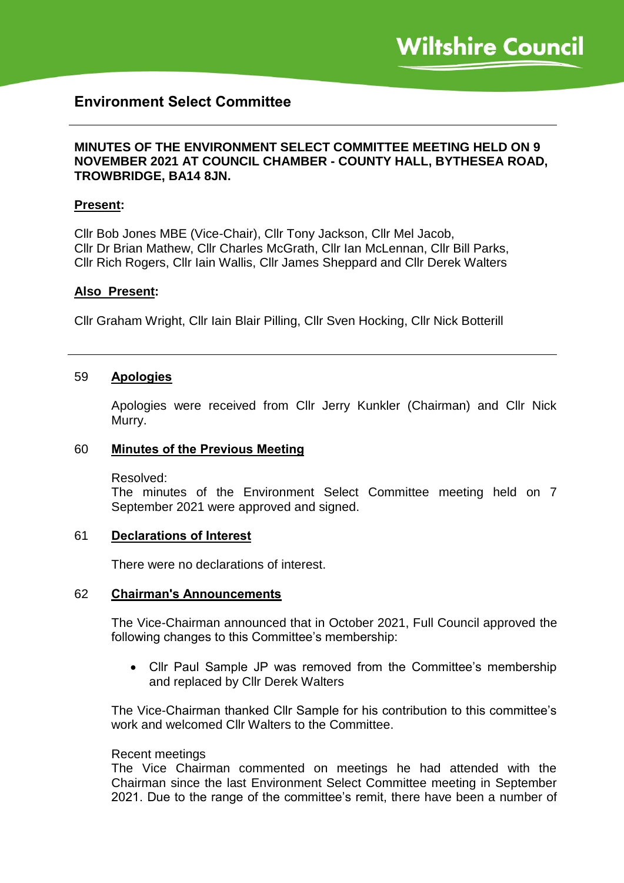# Environment Select Committee

**MINUTES OF THE ENVIRONMENT SELECT COMMITTEE MEETING HELD ON 9 NOVEMBER 2021 AT COUNCIL CHAMBER - COUNTY HALL, BYTHESEA ROAD, TROWBRIDGE, BA14 8JN.**

**Present:**

Cllr Bob Jones MBE (Vice-Chair), Cllr Tony Jackson, Cllr Mel Jacob, Cllr Dr Brian Mathew, Cllr Charles McGrath, Cllr Ian McLennan, Cllr Bill Parks, Cllr Rich Rogers, Cllr Iain Wallis, Cllr James Sheppard and Cllr Derek Walters

**Also Present:**

Cllr Graham Wright, Cllr Iain Blair Pilling, Cllr Sven Hocking, Cllr Nick Botterill

## 59 Apologies

Apologies were received from Cllr Jerry Kunkler (Chairman) and Cllr Nick Murry.

## 60 Minutes of the Previous Meeting

Resolved:
The minutes of the Environment Select Committee meeting held on 7 September 2021 were approved and signed.

## 61 Declarations of Interest

There were no declarations of interest.

## 62 Chairman's Announcements

The Vice-Chairman announced that in October 2021, Full Council approved the following changes to this Committee's membership:

- Cllr Paul Sample JP was removed from the Committee's membership and replaced by Cllr Derek Walters

The Vice-Chairman thanked Cllr Sample for his contribution to this committee's work and welcomed Cllr Walters to the Committee.

Recent meetings
The Vice Chairman commented on meetings he had attended with the Chairman since the last Environment Select Committee meeting in September 2021. Due to the range of the committee's remit, there have been a number of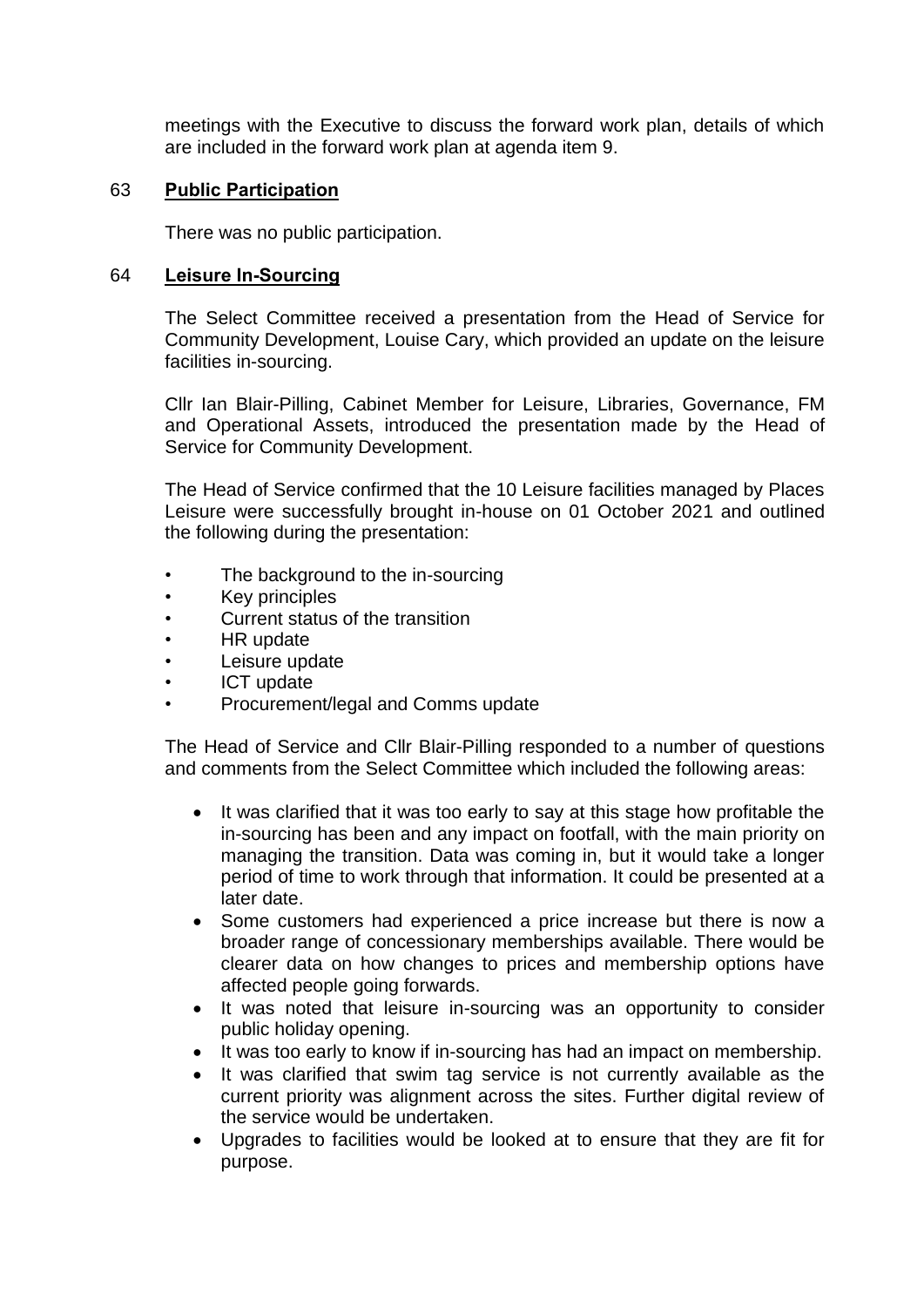meetings with the Executive to discuss the forward work plan, details of which are included in the forward work plan at agenda item 9.

## 63 **Public Participation**

There was no public participation.

## 64 **Leisure In-Sourcing**

The Select Committee received a presentation from the Head of Service for Community Development, Louise Cary, which provided an update on the leisure facilities in-sourcing.

Cllr Ian Blair-Pilling, Cabinet Member for Leisure, Libraries, Governance, FM and Operational Assets, introduced the presentation made by the Head of Service for Community Development.

The Head of Service confirmed that the 10 Leisure facilities managed by Places Leisure were successfully brought in-house on 01 October 2021 and outlined the following during the presentation:

- The background to the in-sourcing
- Key principles
- Current status of the transition
- HR update
- Leisure update
- ICT update
- Procurement/legal and Comms update

The Head of Service and Cllr Blair-Pilling responded to a number of questions and comments from the Select Committee which included the following areas:

- It was clarified that it was too early to say at this stage how profitable the in-sourcing has been and any impact on footfall, with the main priority on managing the transition. Data was coming in, but it would take a longer period of time to work through that information. It could be presented at a later date.
- Some customers had experienced a price increase but there is now a broader range of concessionary memberships available. There would be clearer data on how changes to prices and membership options have affected people going forwards.
- It was noted that leisure in-sourcing was an opportunity to consider public holiday opening.
- It was too early to know if in-sourcing has had an impact on membership.
- It was clarified that swim tag service is not currently available as the current priority was alignment across the sites. Further digital review of the service would be undertaken.
- Upgrades to facilities would be looked at to ensure that they are fit for purpose.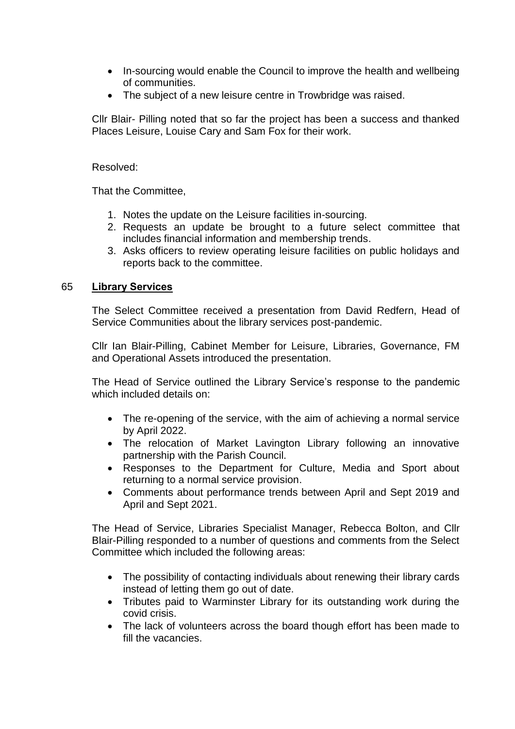- In-sourcing would enable the Council to improve the health and wellbeing of communities.
- The subject of a new leisure centre in Trowbridge was raised.

Cllr Blair- Pilling noted that so far the project has been a success and thanked Places Leisure, Louise Cary and Sam Fox for their work.

Resolved:

That the Committee,

1. Notes the update on the Leisure facilities in-sourcing.
2. Requests an update be brought to a future select committee that includes financial information and membership trends.
3. Asks officers to review operating leisure facilities on public holidays and reports back to the committee.

## 65 **Library Services**

The Select Committee received a presentation from David Redfern, Head of Service Communities about the library services post-pandemic.

Cllr Ian Blair-Pilling, Cabinet Member for Leisure, Libraries, Governance, FM and Operational Assets introduced the presentation.

The Head of Service outlined the Library Service's response to the pandemic which included details on:

- The re-opening of the service, with the aim of achieving a normal service by April 2022.
- The relocation of Market Lavington Library following an innovative partnership with the Parish Council.
- Responses to the Department for Culture, Media and Sport about returning to a normal service provision.
- Comments about performance trends between April and Sept 2019 and April and Sept 2021.

The Head of Service, Libraries Specialist Manager, Rebecca Bolton, and Cllr Blair-Pilling responded to a number of questions and comments from the Select Committee which included the following areas:

- The possibility of contacting individuals about renewing their library cards instead of letting them go out of date.
- Tributes paid to Warminster Library for its outstanding work during the covid crisis.
- The lack of volunteers across the board though effort has been made to fill the vacancies.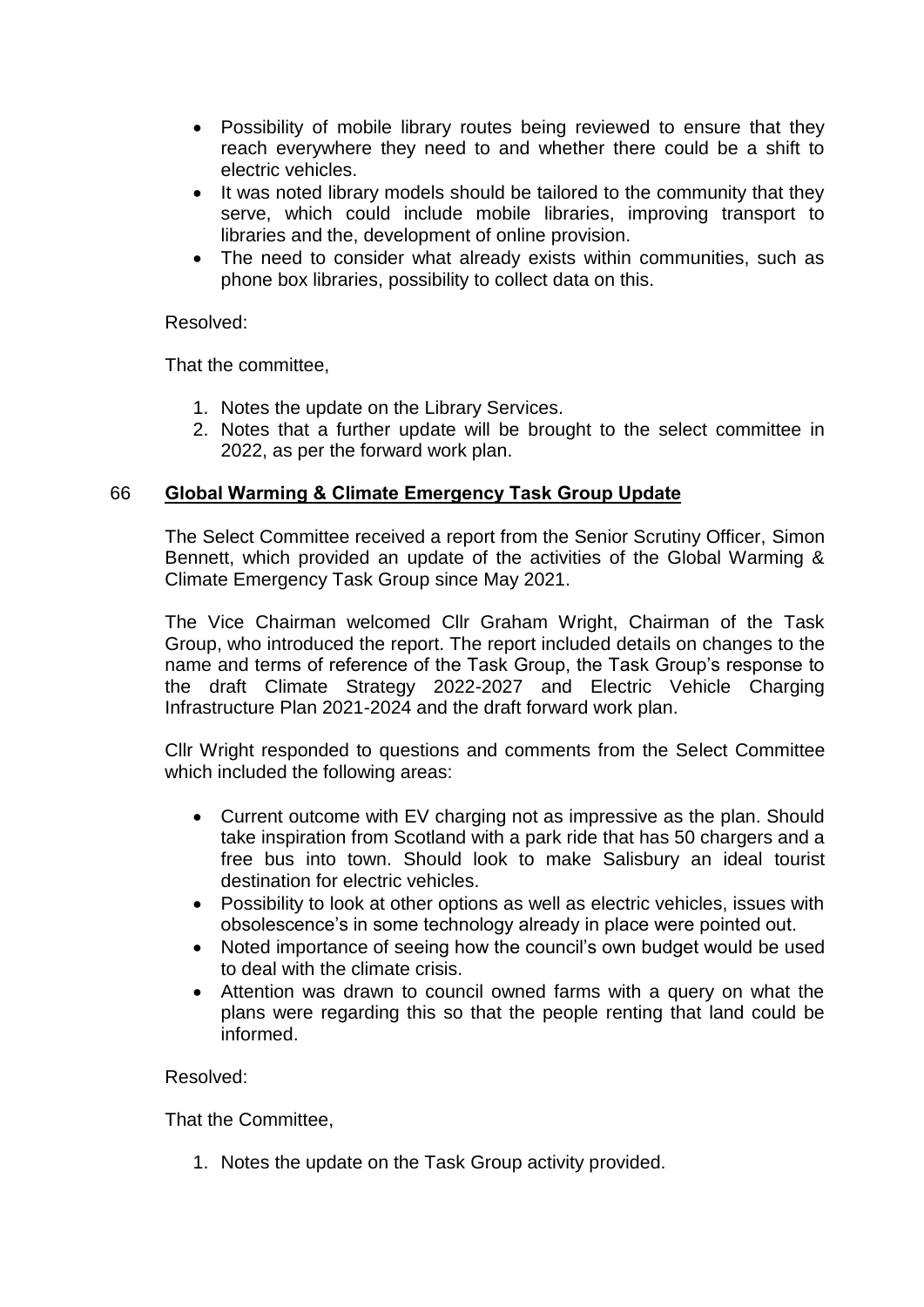- Possibility of mobile library routes being reviewed to ensure that they reach everywhere they need to and whether there could be a shift to electric vehicles.
- It was noted library models should be tailored to the community that they serve, which could include mobile libraries, improving transport to libraries and the, development of online provision.
- The need to consider what already exists within communities, such as phone box libraries, possibility to collect data on this.

Resolved:

That the committee,

1. Notes the update on the Library Services.
2. Notes that a further update will be brought to the select committee in 2022, as per the forward work plan.

## 66 Global Warming & Climate Emergency Task Group Update

The Select Committee received a report from the Senior Scrutiny Officer, Simon Bennett, which provided an update of the activities of the Global Warming & Climate Emergency Task Group since May 2021.

The Vice Chairman welcomed Cllr Graham Wright, Chairman of the Task Group, who introduced the report. The report included details on changes to the name and terms of reference of the Task Group, the Task Group's response to the draft Climate Strategy 2022-2027 and Electric Vehicle Charging Infrastructure Plan 2021-2024 and the draft forward work plan.

Cllr Wright responded to questions and comments from the Select Committee which included the following areas:

- Current outcome with EV charging not as impressive as the plan. Should take inspiration from Scotland with a park ride that has 50 chargers and a free bus into town. Should look to make Salisbury an ideal tourist destination for electric vehicles.
- Possibility to look at other options as well as electric vehicles, issues with obsolescence's in some technology already in place were pointed out.
- Noted importance of seeing how the council's own budget would be used to deal with the climate crisis.
- Attention was drawn to council owned farms with a query on what the plans were regarding this so that the people renting that land could be informed.

Resolved:

That the Committee,

1. Notes the update on the Task Group activity provided.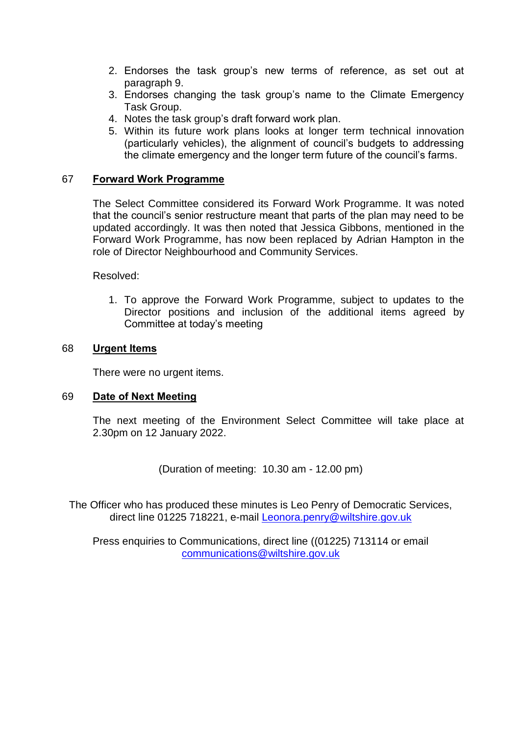2. Endorses the task group's new terms of reference, as set out at paragraph 9.
3. Endorses changing the task group's name to the Climate Emergency Task Group.
4. Notes the task group's draft forward work plan.
5. Within its future work plans looks at longer term technical innovation (particularly vehicles), the alignment of council's budgets to addressing the climate emergency and the longer term future of the council's farms.

## 67 **Forward Work Programme**

The Select Committee considered its Forward Work Programme. It was noted that the council's senior restructure meant that parts of the plan may need to be updated accordingly. It was then noted that Jessica Gibbons, mentioned in the Forward Work Programme, has now been replaced by Adrian Hampton in the role of Director Neighbourhood and Community Services.

Resolved:

1. To approve the Forward Work Programme, subject to updates to the Director positions and inclusion of the additional items agreed by Committee at today's meeting

## 68 **Urgent Items**

There were no urgent items.

## 69 **Date of Next Meeting**

The next meeting of the Environment Select Committee will take place at 2.30pm on 12 January 2022.

(Duration of meeting: 10.30 am - 12.00 pm)

The Officer who has produced these minutes is Leo Penry of Democratic Services, direct line 01225 718221, e-mail Leonora.penry@wiltshire.gov.uk

Press enquiries to Communications, direct line ((01225) 713114 or email communications@wiltshire.gov.uk